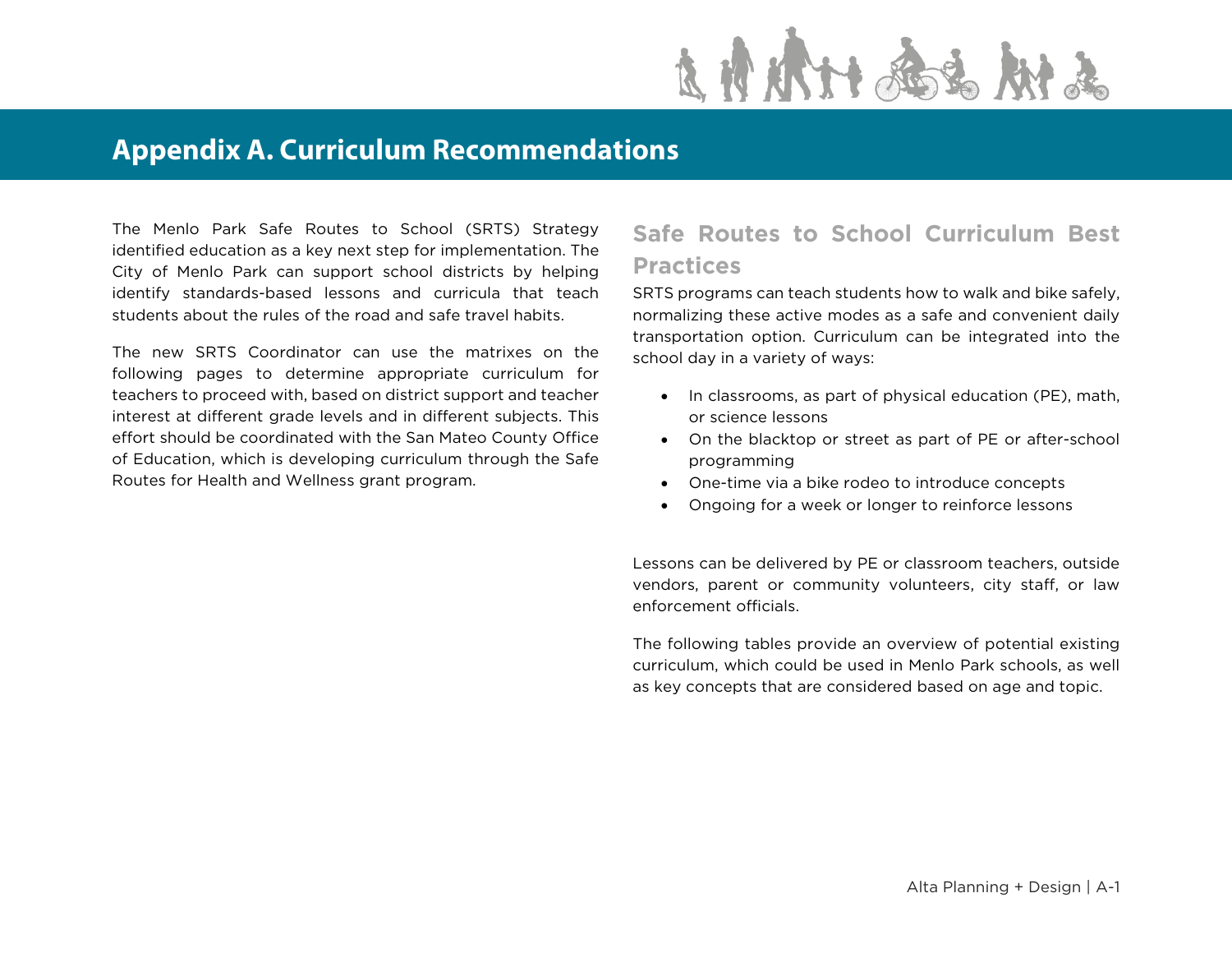# Appendix A. Curriculum Recommendations

The Menlo Park Safe Routes to School (SRTS) Strategy identified education as a key next step for implementation. The City of Menlo Park can support school districts by helping identify standards-based lessons and curricula that teach students about the rules of the road and safe travel habits.

The new SRTS Coordinator can use the matrixes on the following pages to determine appropriate curriculum for teachers to proceed with, based on district support and teacher interest at different grade levels and in different subjects. This effort should be coordinated with the San Mateo County Office of Education, which is developing curriculum through the Safe Routes for Health and Wellness grant program.

## Safe Routes to School Curriculum Best Practices

SRTS programs can teach students how to walk and bike safely, normalizing these active modes as a safe and convenient daily transportation option. Curriculum can be integrated into the school day in a variety of ways:

- In classrooms, as part of physical education (PE), math, or science lessons
- On the blacktop or street as part of PE or after-school programming
- One-time via a bike rodeo to introduce concepts
- Ongoing for a week or longer to reinforce lessons

Lessons can be delivered by PE or classroom teachers, outside vendors, parent or community volunteers, city staff, or law enforcement officials.

The following tables provide an overview of potential existing curriculum, which could be used in Menlo Park schools, as well as key concepts that are considered based on age and topic.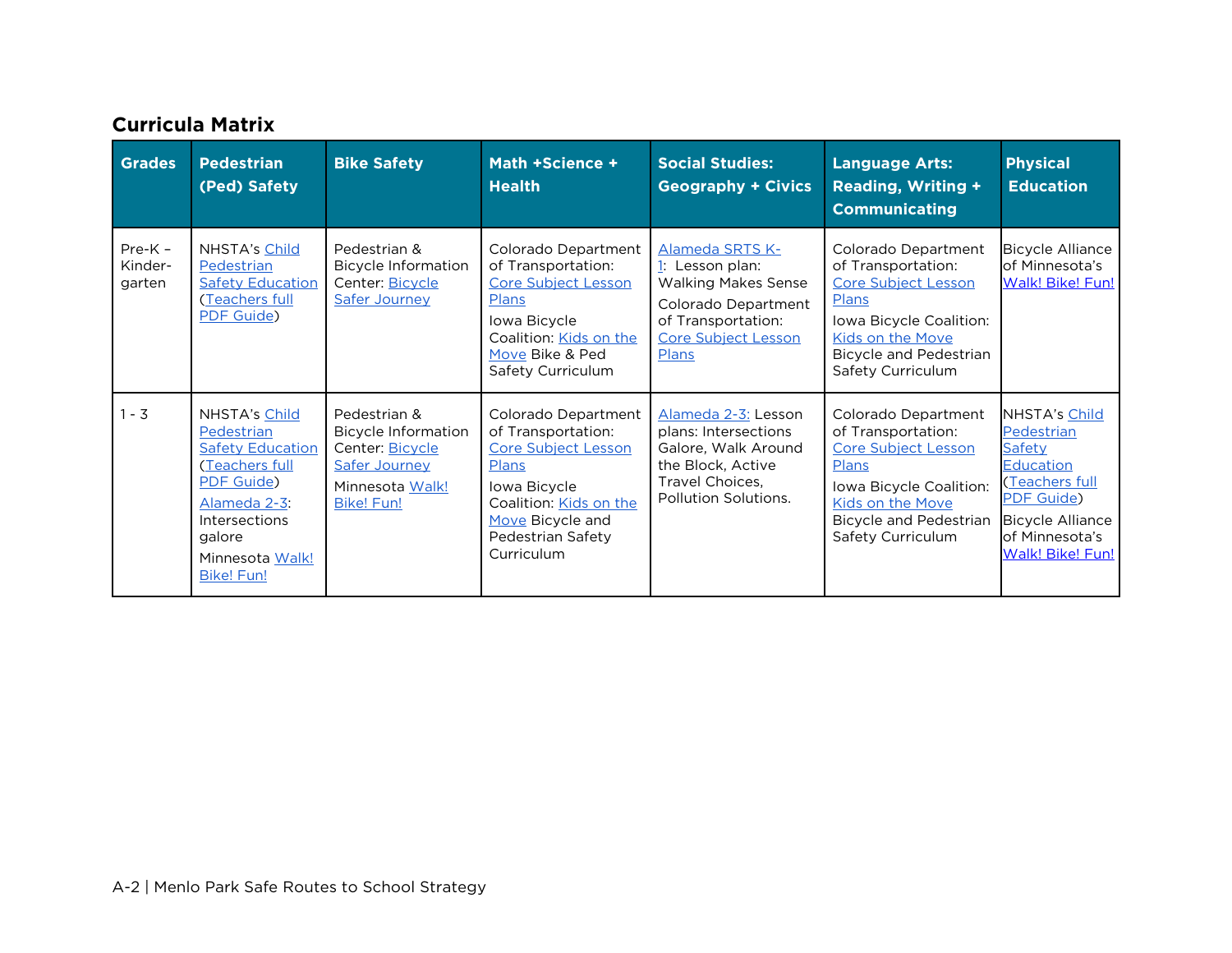## Curricula Matrix

| Grades | Pedestrian (Ped) Safety | Bike Safety | Math +Science + Health | Social Studies: Geography + Civics | Language Arts: Reading, Writing + Communicating | Physical Education |
|---|---|---|---|---|---|---|
| Pre-K – Kinder-garten | NHSTA's Child Pedestrian Safety Education (Teachers full PDF Guide) | Pedestrian & Bicycle Information Center: Bicycle Safer Journey | Colorado Department of Transportation: Core Subject Lesson Plans<br>Iowa Bicycle Coalition: Kids on the Move Bike & Ped Safety Curriculum | Alameda SRTS K-1: Lesson plan: Walking Makes Sense<br>Colorado Department of Transportation: Core Subject Lesson Plans | Colorado Department of Transportation: Core Subject Lesson Plans<br>Iowa Bicycle Coalition: Kids on the Move Bicycle and Pedestrian Safety Curriculum | Bicycle Alliance of Minnesota's Walk! Bike! Fun! |
| 1 - 3 | NHSTA's Child Pedestrian Safety Education (Teachers full PDF Guide)<br>Alameda 2-3: Intersections galore<br>Minnesota Walk! Bike! Fun! | Pedestrian & Bicycle Information Center: Bicycle Safer Journey<br>Minnesota Walk! Bike! Fun! | Colorado Department of Transportation: Core Subject Lesson Plans<br>Iowa Bicycle Coalition: Kids on the Move Bicycle and Pedestrian Safety Curriculum | Alameda 2-3: Lesson plans: Intersections Galore, Walk Around the Block, Active Travel Choices, Pollution Solutions. | Colorado Department of Transportation: Core Subject Lesson Plans<br>Iowa Bicycle Coalition: Kids on the Move Bicycle and Pedestrian Safety Curriculum | NHSTA's Child Pedestrian Safety Education (Teachers full PDF Guide)<br>Bicycle Alliance of Minnesota's Walk! Bike! Fun! |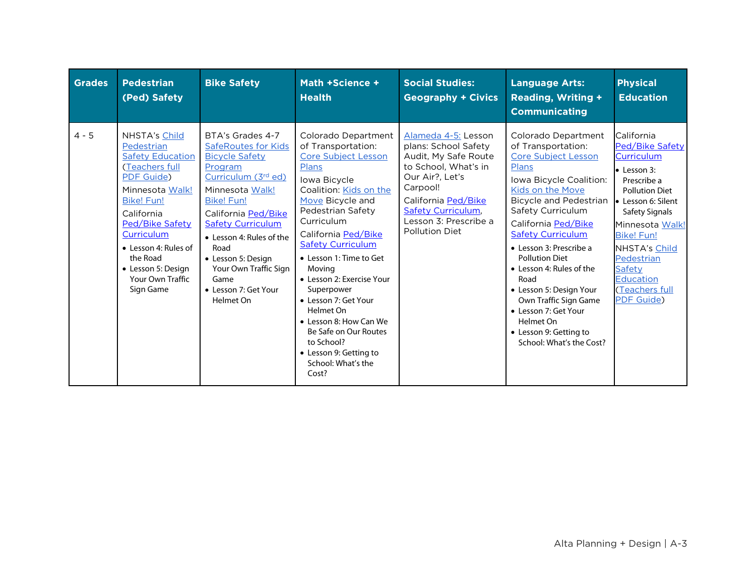| Grades | Pedestrian (Ped) Safety | Bike Safety | Math +Science + Health | Social Studies: Geography + Civics | Language Arts: Reading, Writing + Communicating | Physical Education |
|---|---|---|---|---|---|---|
| 4 - 5 | NHSTA's Child Pedestrian Safety Education (Teachers full PDF Guide)<br><br>Minnesota Walk! Bike! Fun!<br><br>California Ped/Bike Safety Curriculum<br>• Lesson 4: Rules of the Road<br>• Lesson 5: Design Your Own Traffic Sign Game | BTA's Grades 4-7 SafeRoutes for Kids Bicycle Safety Program Curriculum (3rd ed)<br><br>Minnesota Walk! Bike! Fun!<br><br>California Ped/Bike Safety Curriculum<br>• Lesson 4: Rules of the Road<br>• Lesson 5: Design Your Own Traffic Sign Game<br>• Lesson 7: Get Your Helmet On | Colorado Department of Transportation: Core Subject Lesson Plans<br><br>Iowa Bicycle Coalition: Kids on the Move Bicycle and Pedestrian Safety Curriculum<br><br>California Ped/Bike Safety Curriculum<br>• Lesson 1: Time to Get Moving<br>• Lesson 2: Exercise Your Superpower<br>• Lesson 7: Get Your Helmet On<br>• Lesson 8: How Can We Be Safe on Our Routes to School?<br>• Lesson 9: Getting to School: What's the Cost? | Alameda 4-5: Lesson plans: School Safety Audit, My Safe Route to School, What's in Our Air?, Let's Carpool!<br><br>California Ped/Bike Safety Curriculum, Lesson 3: Prescribe a Pollution Diet | Colorado Department of Transportation: Core Subject Lesson Plans<br><br>Iowa Bicycle Coalition: Kids on the Move Bicycle and Pedestrian Safety Curriculum<br><br>California Ped/Bike Safety Curriculum<br>• Lesson 3: Prescribe a Pollution Diet<br>• Lesson 4: Rules of the Road<br>• Lesson 5: Design Your Own Traffic Sign Game<br>• Lesson 7: Get Your Helmet On<br>• Lesson 9: Getting to School: What's the Cost? | California Ped/Bike Safety Curriculum<br>• Lesson 3: Prescribe a Pollution Diet<br>• Lesson 6: Silent Safety Signals<br><br>Minnesota Walk! Bike! Fun!<br><br>NHSTA's Child Pedestrian Safety Education (Teachers full PDF Guide) |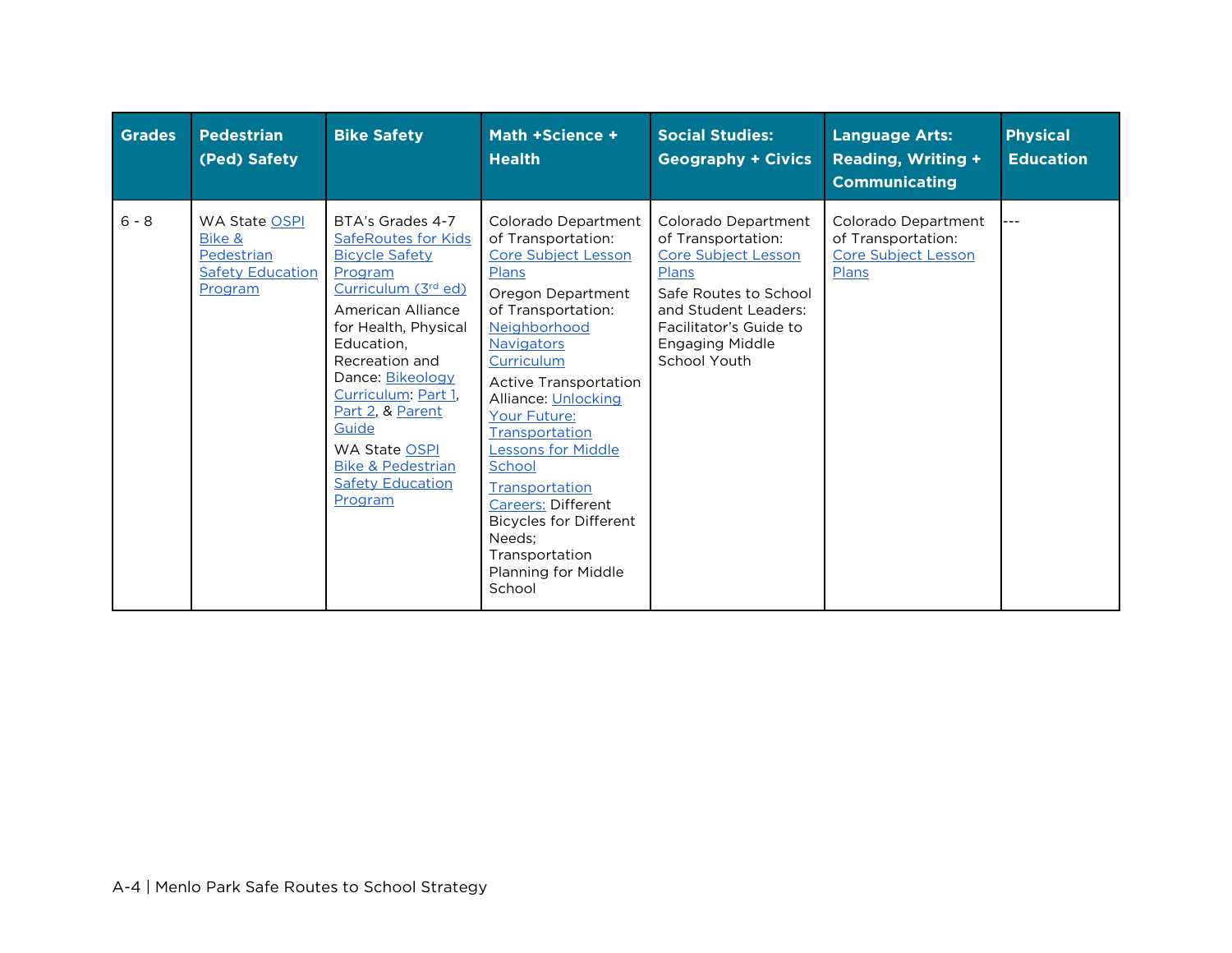| Grades | Pedestrian (Ped) Safety | Bike Safety | Math +Science + Health | Social Studies: Geography + Civics | Language Arts: Reading, Writing + Communicating | Physical Education |
|---|---|---|---|---|---|---|
| 6 - 8 | WA State OSPI Bike & Pedestrian Safety Education Program | BTA's Grades 4-7 SafeRoutes for Kids Bicycle Safety Program Curriculum (3rd ed)<br><br>American Alliance for Health, Physical Education, Recreation and Dance: Bikeology Curriculum: Part 1, Part 2, & Parent Guide<br><br>WA State OSPI Bike & Pedestrian Safety Education Program | Colorado Department of Transportation: Core Subject Lesson Plans<br><br>Oregon Department of Transportation: Neighborhood Navigators Curriculum<br><br>Active Transportation Alliance: Unlocking Your Future: Transportation Lessons for Middle School<br><br>Transportation Careers: Different Bicycles for Different Needs; Transportation Planning for Middle School | Colorado Department of Transportation: Core Subject Lesson Plans<br><br>Safe Routes to School and Student Leaders: Facilitator's Guide to Engaging Middle School Youth | Colorado Department of Transportation: Core Subject Lesson Plans | --- |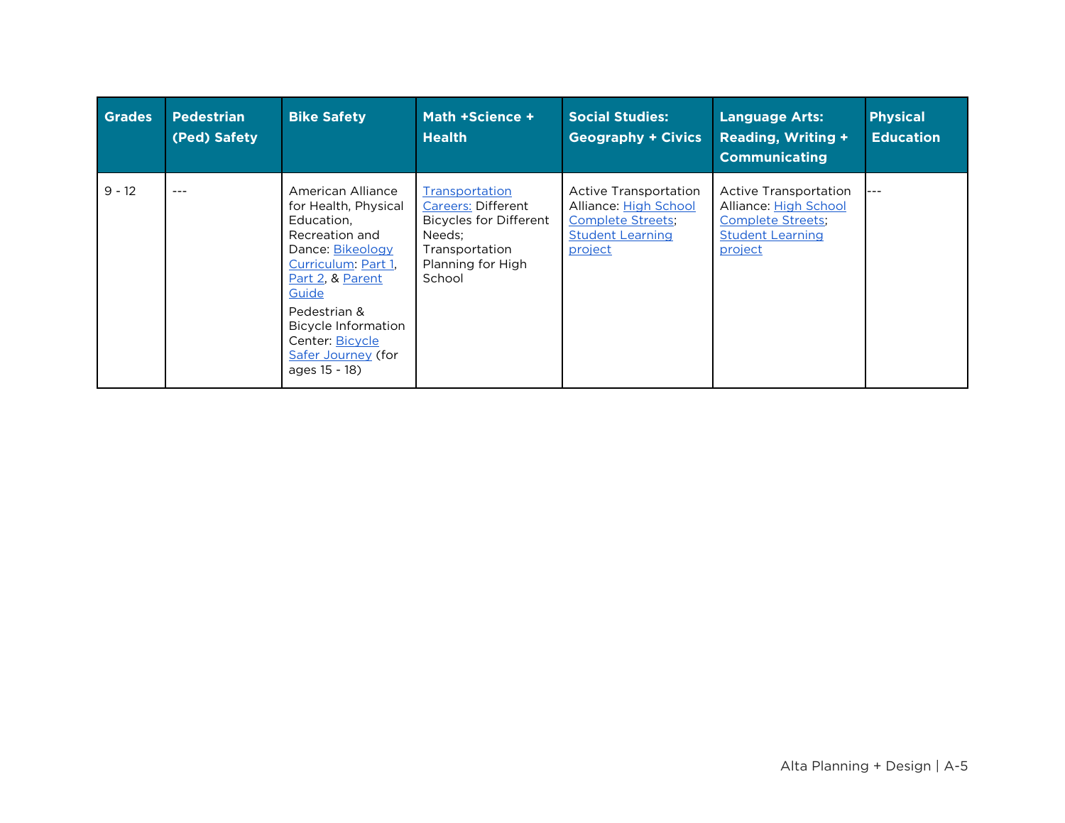| Grades | Pedestrian (Ped) Safety | Bike Safety | Math +Science + Health | Social Studies: Geography + Civics | Language Arts: Reading, Writing + Communicating | Physical Education |
|---|---|---|---|---|---|---|
| 9 - 12 | --- | American Alliance for Health, Physical Education, Recreation and Dance: Bikeology Curriculum: Part 1, Part 2, & Parent Guide<br>Pedestrian & Bicycle Information Center: Bicycle Safer Journey (for ages 15 - 18) | Transportation Careers: Different Bicycles for Different Needs; Transportation Planning for High School | Active Transportation Alliance: High School Complete Streets; Student Learning project | Active Transportation Alliance: High School Complete Streets; Student Learning project | --- |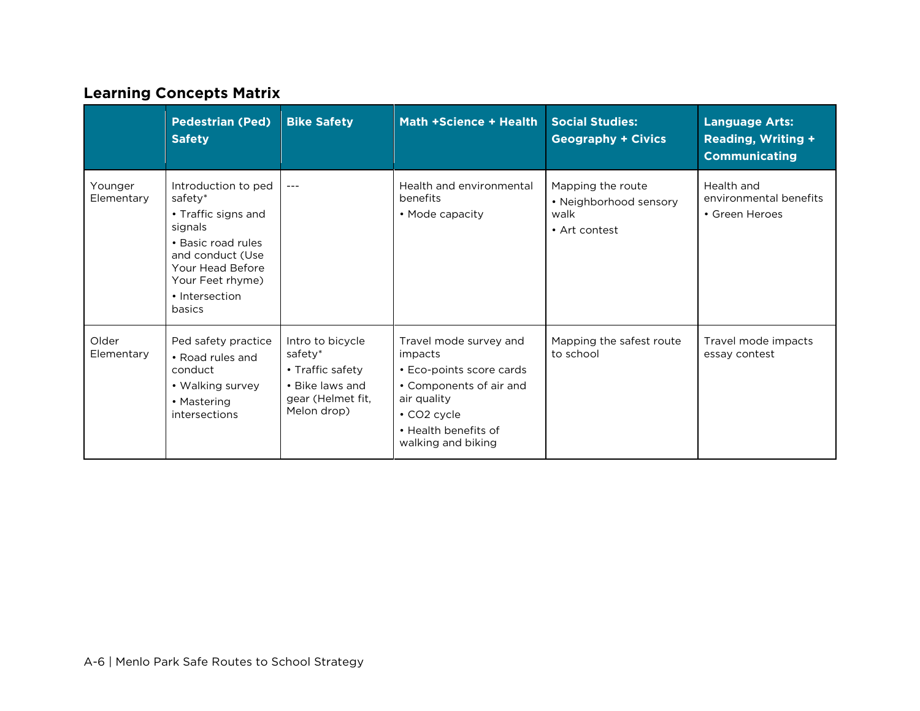## Learning Concepts Matrix

| | Pedestrian (Ped) Safety | Bike Safety | Math +Science + Health | Social Studies: Geography + Civics | Language Arts: Reading, Writing + Communicating |
|---|---|---|---|---|---|
| Younger Elementary | Introduction to ped safety*<br>• Traffic signs and signals<br>• Basic road rules and conduct (Use Your Head Before Your Feet rhyme)<br>• Intersection basics | --- | Health and environmental benefits<br>• Mode capacity | Mapping the route<br>• Neighborhood sensory walk<br>• Art contest | Health and environmental benefits<br>• Green Heroes |
| Older Elementary | Ped safety practice<br>• Road rules and conduct<br>• Walking survey<br>• Mastering intersections | Intro to bicycle safety*<br>• Traffic safety<br>• Bike laws and gear (Helmet fit, Melon drop) | Travel mode survey and impacts<br>• Eco-points score cards<br>• Components of air and air quality<br>• $CO_2$ cycle<br>• Health benefits of walking and biking | Mapping the safest route to school | Travel mode impacts essay contest |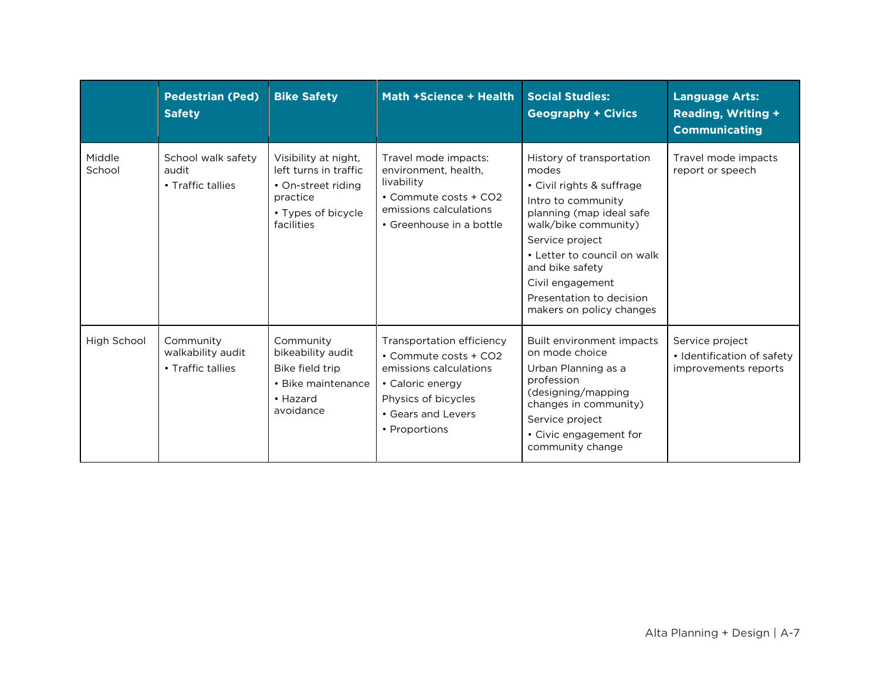| | Pedestrian (Ped) Safety | Bike Safety | Math +Science + Health | Social Studies: Geography + Civics | Language Arts: Reading, Writing + Communicating |
|---|---|---|---|---|---|
| Middle School | School walk safety audit<br>• Traffic tallies | Visibility at night, left turns in traffic<br>• On-street riding practice<br>• Types of bicycle facilities | Travel mode impacts: environment, health, livability<br>• Commute costs + $CO_2$ emissions calculations<br>• Greenhouse in a bottle | History of transportation modes<br>• Civil rights & suffrage<br>Intro to community planning (map ideal safe walk/bike community)<br>Service project<br>• Letter to council on walk and bike safety<br>Civil engagement<br>Presentation to decision makers on policy changes | Travel mode impacts report or speech |
| High School | Community walkability audit<br>• Traffic tallies | Community bikeability audit<br>Bike field trip<br>• Bike maintenance<br>• Hazard avoidance | Transportation efficiency<br>• Commute costs + $CO_2$ emissions calculations<br>• Caloric energy<br>Physics of bicycles<br>• Gears and Levers<br>• Proportions | Built environment impacts on mode choice<br>Urban Planning as a profession (designing/mapping changes in community)<br>Service project<br>• Civic engagement for community change | Service project<br>• Identification of safety improvements reports |